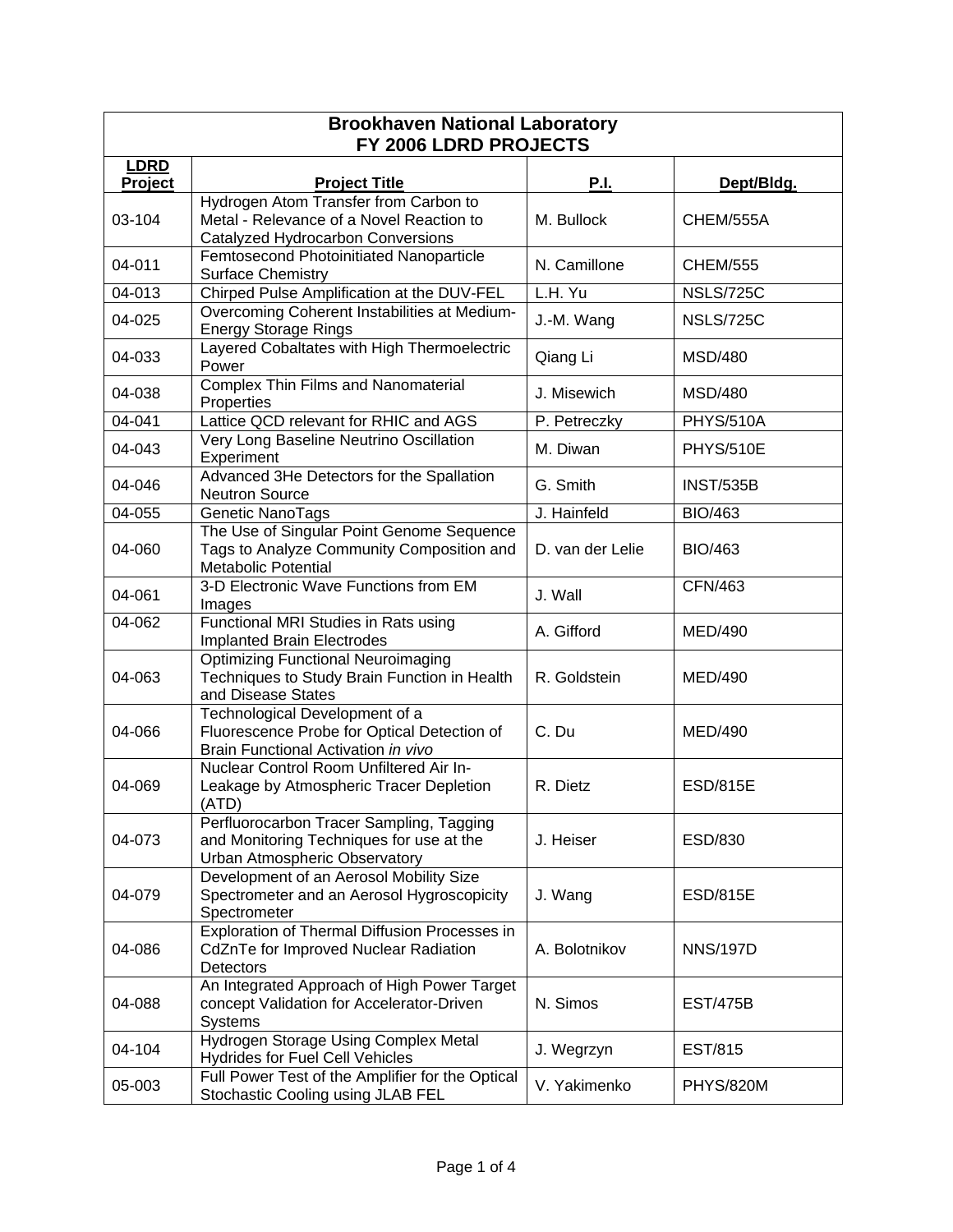**Brookhaven National Laboratory**
**FY 2006 LDRD PROJECTS**

| LDRD Project | Project Title | P.I. | Dept/Bldg. |
|---|---|---|---|
| 03-104 | Hydrogen Atom Transfer from Carbon to Metal - Relevance of a Novel Reaction to Catalyzed Hydrocarbon Conversions | M. Bullock | CHEM/555A |
| 04-011 | Femtosecond Photoinitiated Nanoparticle Surface Chemistry | N. Camillone | CHEM/555 |
| 04-013 | Chirped Pulse Amplification at the DUV-FEL | L.H. Yu | NSLS/725C |
| 04-025 | Overcoming Coherent Instabilities at Medium-Energy Storage Rings | J.-M. Wang | NSLS/725C |
| 04-033 | Layered Cobaltates with High Thermoelectric Power | Qiang Li | MSD/480 |
| 04-038 | Complex Thin Films and Nanomaterial Properties | J. Misewich | MSD/480 |
| 04-041 | Lattice QCD relevant for RHIC and AGS | P. Petreczky | PHYS/510A |
| 04-043 | Very Long Baseline Neutrino Oscillation Experiment | M. Diwan | PHYS/510E |
| 04-046 | Advanced 3He Detectors for the Spallation Neutron Source | G. Smith | INST/535B |
| 04-055 | Genetic NanoTags | J. Hainfeld | BIO/463 |
| 04-060 | The Use of Singular Point Genome Sequence Tags to Analyze Community Composition and Metabolic Potential | D. van der Lelie | BIO/463 |
| 04-061 | 3-D Electronic Wave Functions from EM Images | J. Wall | CFN/463 |
| 04-062 | Functional MRI Studies in Rats using Implanted Brain Electrodes | A. Gifford | MED/490 |
| 04-063 | Optimizing Functional Neuroimaging Techniques to Study Brain Function in Health and Disease States | R. Goldstein | MED/490 |
| 04-066 | Technological Development of a Fluorescence Probe for Optical Detection of Brain Functional Activation *in vivo* | C. Du | MED/490 |
| 04-069 | Nuclear Control Room Unfiltered Air In-Leakage by Atmospheric Tracer Depletion (ATD) | R. Dietz | ESD/815E |
| 04-073 | Perfluorocarbon Tracer Sampling, Tagging and Monitoring Techniques for use at the Urban Atmospheric Observatory | J. Heiser | ESD/830 |
| 04-079 | Development of an Aerosol Mobility Size Spectrometer and an Aerosol Hygroscopicity Spectrometer | J. Wang | ESD/815E |
| 04-086 | Exploration of Thermal Diffusion Processes in CdZnTe for Improved Nuclear Radiation Detectors | A. Bolotnikov | NNS/197D |
| 04-088 | An Integrated Approach of High Power Target concept Validation for Accelerator-Driven Systems | N. Simos | EST/475B |
| 04-104 | Hydrogen Storage Using Complex Metal Hydrides for Fuel Cell Vehicles | J. Wegrzyn | EST/815 |
| 05-003 | Full Power Test of the Amplifier for the Optical Stochastic Cooling using JLAB FEL | V. Yakimenko | PHYS/820M |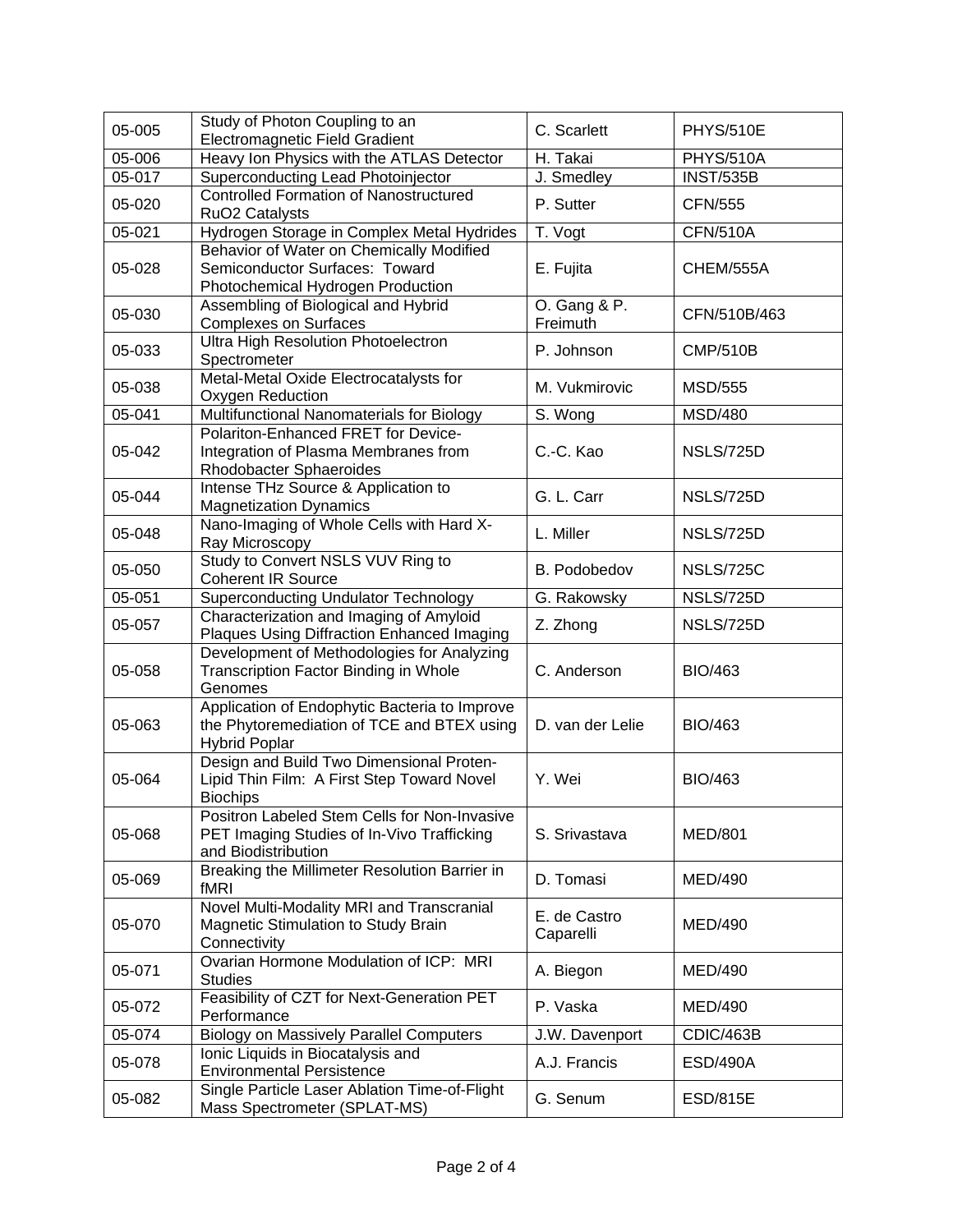| | | | |
|---|---|---|---|
| 05-005 | Study of Photon Coupling to an Electromagnetic Field Gradient | C. Scarlett | PHYS/510E |
| 05-006 | Heavy Ion Physics with the ATLAS Detector | H. Takai | PHYS/510A |
| 05-017 | Superconducting Lead Photoinjector | J. Smedley | INST/535B |
| 05-020 | Controlled Formation of Nanostructured RuO2 Catalysts | P. Sutter | CFN/555 |
| 05-021 | Hydrogen Storage in Complex Metal Hydrides | T. Vogt | CFN/510A |
| 05-028 | Behavior of Water on Chemically Modified Semiconductor Surfaces: Toward Photochemical Hydrogen Production | E. Fujita | CHEM/555A |
| 05-030 | Assembling of Biological and Hybrid Complexes on Surfaces | O. Gang & P. Freimuth | CFN/510B/463 |
| 05-033 | Ultra High Resolution Photoelectron Spectrometer | P. Johnson | CMP/510B |
| 05-038 | Metal-Metal Oxide Electrocatalysts for Oxygen Reduction | M. Vukmirovic | MSD/555 |
| 05-041 | Multifunctional Nanomaterials for Biology | S. Wong | MSD/480 |
| 05-042 | Polariton-Enhanced FRET for Device-Integration of Plasma Membranes from Rhodobacter Sphaeroides | C.-C. Kao | NSLS/725D |
| 05-044 | Intense THz Source & Application to Magnetization Dynamics | G. L. Carr | NSLS/725D |
| 05-048 | Nano-Imaging of Whole Cells with Hard X-Ray Microscopy | L. Miller | NSLS/725D |
| 05-050 | Study to Convert NSLS VUV Ring to Coherent IR Source | B. Podobedov | NSLS/725C |
| 05-051 | Superconducting Undulator Technology | G. Rakowsky | NSLS/725D |
| 05-057 | Characterization and Imaging of Amyloid Plaques Using Diffraction Enhanced Imaging | Z. Zhong | NSLS/725D |
| 05-058 | Development of Methodologies for Analyzing Transcription Factor Binding in Whole Genomes | C. Anderson | BIO/463 |
| 05-063 | Application of Endophytic Bacteria to Improve the Phytoremediation of TCE and BTEX using Hybrid Poplar | D. van der Lelie | BIO/463 |
| 05-064 | Design and Build Two Dimensional Proten-Lipid Thin Film: A First Step Toward Novel Biochips | Y. Wei | BIO/463 |
| 05-068 | Positron Labeled Stem Cells for Non-Invasive PET Imaging Studies of In-Vivo Trafficking and Biodistribution | S. Srivastava | MED/801 |
| 05-069 | Breaking the Millimeter Resolution Barrier in fMRI | D. Tomasi | MED/490 |
| 05-070 | Novel Multi-Modality MRI and Transcranial Magnetic Stimulation to Study Brain Connectivity | E. de Castro Caparelli | MED/490 |
| 05-071 | Ovarian Hormone Modulation of ICP: MRI Studies | A. Biegon | MED/490 |
| 05-072 | Feasibility of CZT for Next-Generation PET Performance | P. Vaska | MED/490 |
| 05-074 | Biology on Massively Parallel Computers | J.W. Davenport | CDIC/463B |
| 05-078 | Ionic Liquids in Biocatalysis and Environmental Persistence | A.J. Francis | ESD/490A |
| 05-082 | Single Particle Laser Ablation Time-of-Flight Mass Spectrometer (SPLAT-MS) | G. Senum | ESD/815E |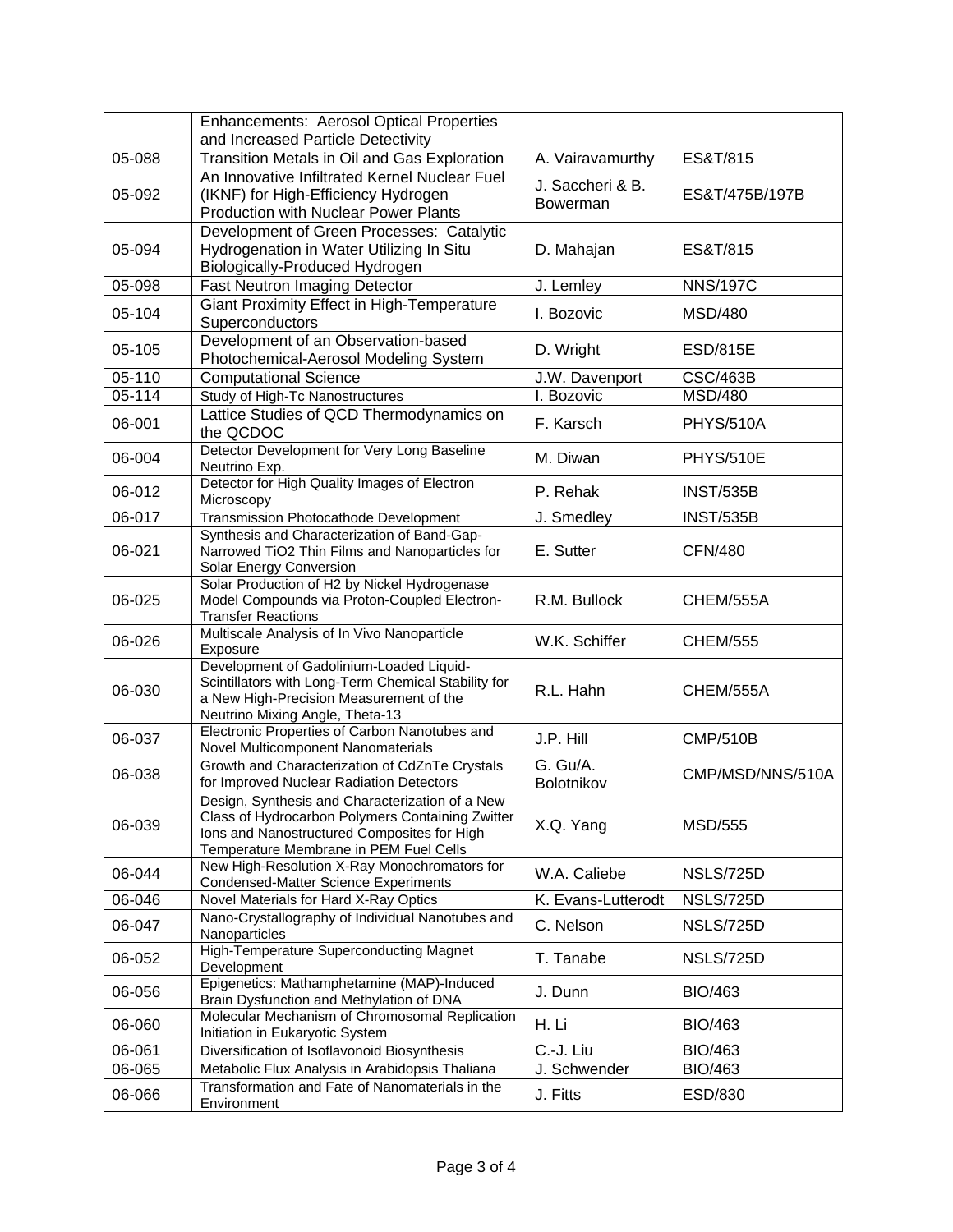| | | | |
|---|---|---|---|
| | Enhancements: Aerosol Optical Properties and Increased Particle Detectivity | | |
| 05-088 | Transition Metals in Oil and Gas Exploration | A. Vairavamurthy | ES&T/815 |
| 05-092 | An Innovative Infiltrated Kernel Nuclear Fuel (IKNF) for High-Efficiency Hydrogen Production with Nuclear Power Plants | J. Saccheri & B. Bowerman | ES&T/475B/197B |
| 05-094 | Development of Green Processes: Catalytic Hydrogenation in Water Utilizing In Situ Biologically-Produced Hydrogen | D. Mahajan | ES&T/815 |
| 05-098 | Fast Neutron Imaging Detector | J. Lemley | NNS/197C |
| 05-104 | Giant Proximity Effect in High-Temperature Superconductors | I. Bozovic | MSD/480 |
| 05-105 | Development of an Observation-based Photochemical-Aerosol Modeling System | D. Wright | ESD/815E |
| 05-110 | Computational Science | J.W. Davenport | CSC/463B |
| 05-114 | Study of High-Tc Nanostructures | I. Bozovic | MSD/480 |
| 06-001 | Lattice Studies of QCD Thermodynamics on the QCDOC | F. Karsch | PHYS/510A |
| 06-004 | Detector Development for Very Long Baseline Neutrino Exp. | M. Diwan | PHYS/510E |
| 06-012 | Detector for High Quality Images of Electron Microscopy | P. Rehak | INST/535B |
| 06-017 | Transmission Photocathode Development | J. Smedley | INST/535B |
| 06-021 | Synthesis and Characterization of Band-Gap-Narrowed TiO2 Thin Films and Nanoparticles for Solar Energy Conversion | E. Sutter | CFN/480 |
| 06-025 | Solar Production of H2 by Nickel Hydrogenase Model Compounds via Proton-Coupled Electron-Transfer Reactions | R.M. Bullock | CHEM/555A |
| 06-026 | Multiscale Analysis of In Vivo Nanoparticle Exposure | W.K. Schiffer | CHEM/555 |
| 06-030 | Development of Gadolinium-Loaded Liquid-Scintillators with Long-Term Chemical Stability for a New High-Precision Measurement of the Neutrino Mixing Angle, Theta-13 | R.L. Hahn | CHEM/555A |
| 06-037 | Electronic Properties of Carbon Nanotubes and Novel Multicomponent Nanomaterials | J.P. Hill | CMP/510B |
| 06-038 | Growth and Characterization of CdZnTe Crystals for Improved Nuclear Radiation Detectors | G. Gu/A. Bolotnikov | CMP/MSD/NNS/510A |
| 06-039 | Design, Synthesis and Characterization of a New Class of Hydrocarbon Polymers Containing Zwitter Ions and Nanostructured Composites for High Temperature Membrane in PEM Fuel Cells | X.Q. Yang | MSD/555 |
| 06-044 | New High-Resolution X-Ray Monochromators for Condensed-Matter Science Experiments | W.A. Caliebe | NSLS/725D |
| 06-046 | Novel Materials for Hard X-Ray Optics | K. Evans-Lutterodt | NSLS/725D |
| 06-047 | Nano-Crystallography of Individual Nanotubes and Nanoparticles | C. Nelson | NSLS/725D |
| 06-052 | High-Temperature Superconducting Magnet Development | T. Tanabe | NSLS/725D |
| 06-056 | Epigenetics: Mathamphetamine (MAP)-Induced Brain Dysfunction and Methylation of DNA | J. Dunn | BIO/463 |
| 06-060 | Molecular Mechanism of Chromosomal Replication Initiation in Eukaryotic System | H. Li | BIO/463 |
| 06-061 | Diversification of Isoflavonoid Biosynthesis | C.-J. Liu | BIO/463 |
| 06-065 | Metabolic Flux Analysis in Arabidopsis Thaliana | J. Schwender | BIO/463 |
| 06-066 | Transformation and Fate of Nanomaterials in the Environment | J. Fitts | ESD/830 |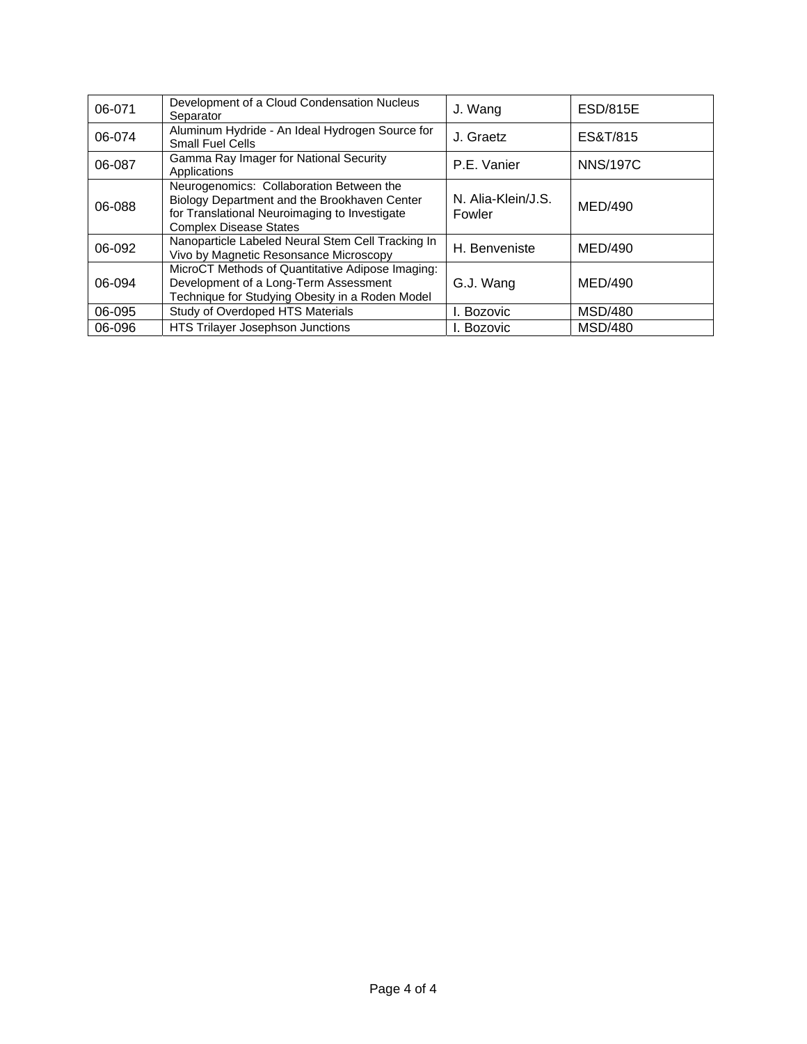| | | | |
|---|---|---|---|
| 06-071 | Development of a Cloud Condensation Nucleus Separator | J. Wang | ESD/815E |
| 06-074 | Aluminum Hydride - An Ideal Hydrogen Source for Small Fuel Cells | J. Graetz | ES&T/815 |
| 06-087 | Gamma Ray Imager for National Security Applications | P.E. Vanier | NNS/197C |
| 06-088 | Neurogenomics: Collaboration Between the Biology Department and the Brookhaven Center for Translational Neuroimaging to Investigate Complex Disease States | N. Alia-Klein/J.S. Fowler | MED/490 |
| 06-092 | Nanoparticle Labeled Neural Stem Cell Tracking In Vivo by Magnetic Resonsance Microscopy | H. Benveniste | MED/490 |
| 06-094 | MicroCT Methods of Quantitative Adipose Imaging: Development of a Long-Term Assessment Technique for Studying Obesity in a Roden Model | G.J. Wang | MED/490 |
| 06-095 | Study of Overdoped HTS Materials | I. Bozovic | MSD/480 |
| 06-096 | HTS Trilayer Josephson Junctions | I. Bozovic | MSD/480 |